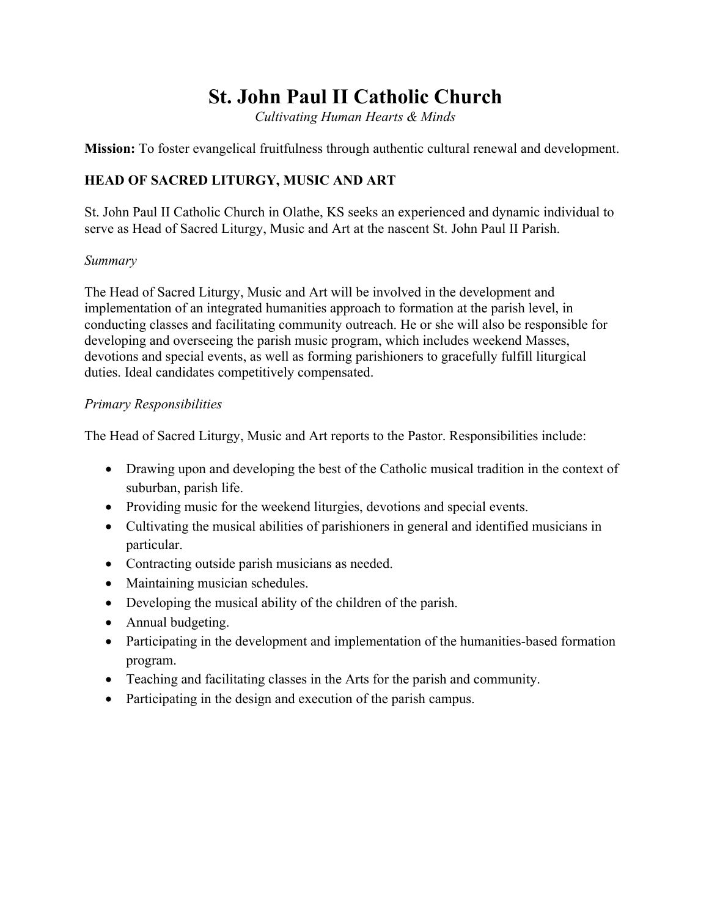# St. John Paul II Catholic Church

*Cultivating Human Hearts & Minds*

**Mission:** To foster evangelical fruitfulness through authentic cultural renewal and development.

## HEAD OF SACRED LITURGY, MUSIC AND ART

St. John Paul II Catholic Church in Olathe, KS seeks an experienced and dynamic individual to serve as Head of Sacred Liturgy, Music and Art at the nascent St. John Paul II Parish.

*Summary*

The Head of Sacred Liturgy, Music and Art will be involved in the development and implementation of an integrated humanities approach to formation at the parish level, in conducting classes and facilitating community outreach. He or she will also be responsible for developing and overseeing the parish music program, which includes weekend Masses, devotions and special events, as well as forming parishioners to gracefully fulfill liturgical duties. Ideal candidates competitively compensated.

*Primary Responsibilities*

The Head of Sacred Liturgy, Music and Art reports to the Pastor. Responsibilities include:

- Drawing upon and developing the best of the Catholic musical tradition in the context of suburban, parish life.
- Providing music for the weekend liturgies, devotions and special events.
- Cultivating the musical abilities of parishioners in general and identified musicians in particular.
- Contracting outside parish musicians as needed.
- Maintaining musician schedules.
- Developing the musical ability of the children of the parish.
- Annual budgeting.
- Participating in the development and implementation of the humanities-based formation program.
- Teaching and facilitating classes in the Arts for the parish and community.
- Participating in the design and execution of the parish campus.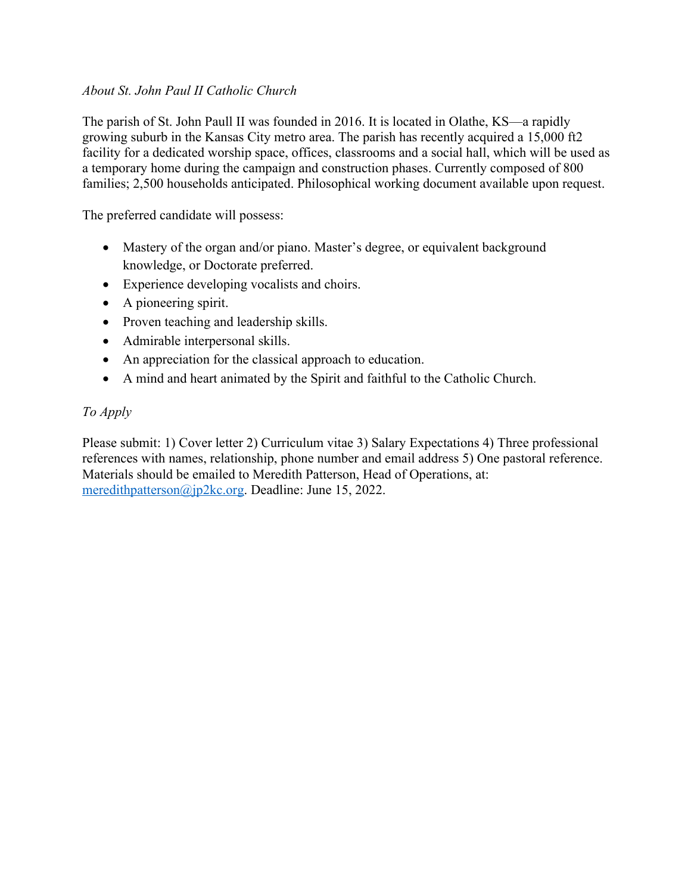*About St. John Paul II Catholic Church*

The parish of St. John Paull II was founded in 2016. It is located in Olathe, KS—a rapidly growing suburb in the Kansas City metro area. The parish has recently acquired a 15,000 ft2 facility for a dedicated worship space, offices, classrooms and a social hall, which will be used as a temporary home during the campaign and construction phases. Currently composed of 800 families; 2,500 households anticipated. Philosophical working document available upon request.

The preferred candidate will possess:

- Mastery of the organ and/or piano. Master's degree, or equivalent background knowledge, or Doctorate preferred.
- Experience developing vocalists and choirs.
- A pioneering spirit.
- Proven teaching and leadership skills.
- Admirable interpersonal skills.
- An appreciation for the classical approach to education.
- A mind and heart animated by the Spirit and faithful to the Catholic Church.

*To Apply*

Please submit: 1) Cover letter 2) Curriculum vitae 3) Salary Expectations 4) Three professional references with names, relationship, phone number and email address 5) One pastoral reference. Materials should be emailed to Meredith Patterson, Head of Operations, at: meredithpatterson@jp2kc.org. Deadline: June 15, 2022.